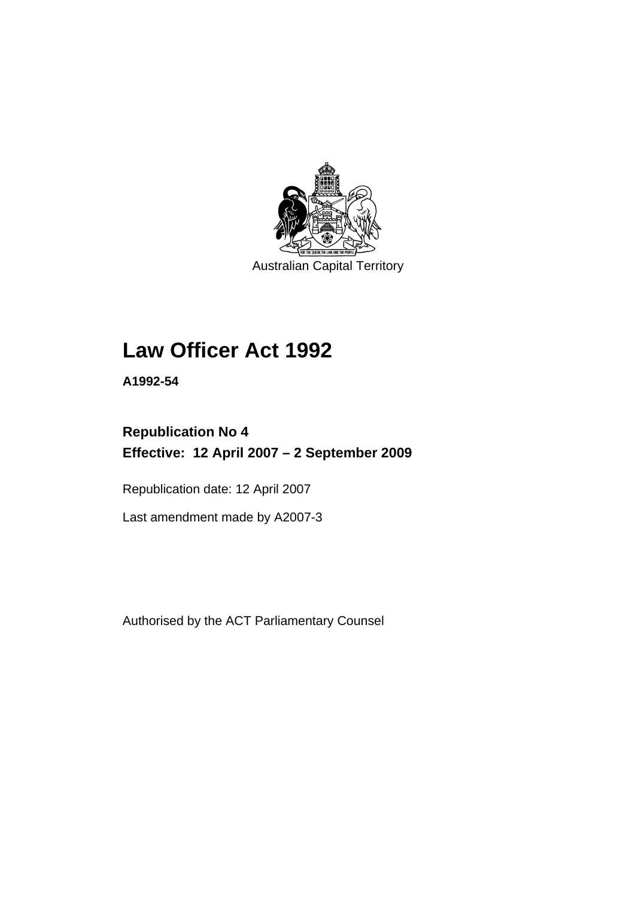Australian Capital Territory

# Law Officer Act 1992

**A1992-54**

## Republication No 4
## Effective: 12 April 2007 – 2 September 2009

Republication date: 12 April 2007

Last amendment made by A2007-3

Authorised by the ACT Parliamentary Counsel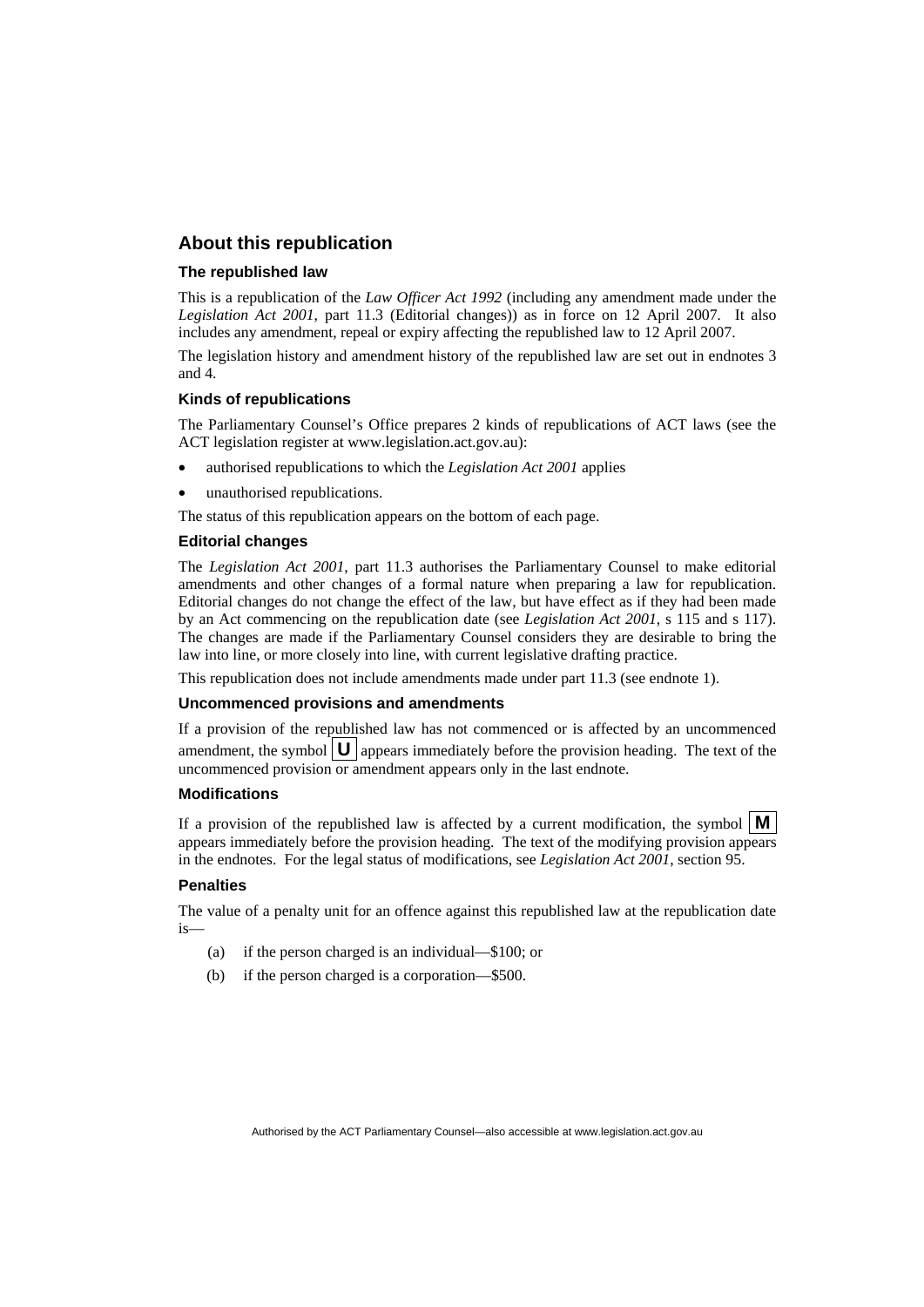## About this republication

### The republished law

This is a republication of the *Law Officer Act 1992* (including any amendment made under the *Legislation Act 2001*, part 11.3 (Editorial changes)) as in force on 12 April 2007. It also includes any amendment, repeal or expiry affecting the republished law to 12 April 2007.

The legislation history and amendment history of the republished law are set out in endnotes 3 and 4.

### Kinds of republications

The Parliamentary Counsel's Office prepares 2 kinds of republications of ACT laws (see the ACT legislation register at www.legislation.act.gov.au):

- authorised republications to which the *Legislation Act 2001* applies
- unauthorised republications.

The status of this republication appears on the bottom of each page.

### Editorial changes

The *Legislation Act 2001*, part 11.3 authorises the Parliamentary Counsel to make editorial amendments and other changes of a formal nature when preparing a law for republication. Editorial changes do not change the effect of the law, but have effect as if they had been made by an Act commencing on the republication date (see *Legislation Act 2001*, s 115 and s 117). The changes are made if the Parliamentary Counsel considers they are desirable to bring the law into line, or more closely into line, with current legislative drafting practice.

This republication does not include amendments made under part 11.3 (see endnote 1).

### Uncommenced provisions and amendments

If a provision of the republished law has not commenced or is affected by an uncommenced amendment, the symbol **U** appears immediately before the provision heading. The text of the uncommenced provision or amendment appears only in the last endnote.

### Modifications

If a provision of the republished law is affected by a current modification, the symbol **M** appears immediately before the provision heading. The text of the modifying provision appears in the endnotes. For the legal status of modifications, see *Legislation Act 2001*, section 95.

### Penalties

The value of a penalty unit for an offence against this republished law at the republication date is—

(a) if the person charged is an individual—$100; or

(b) if the person charged is a corporation—$500.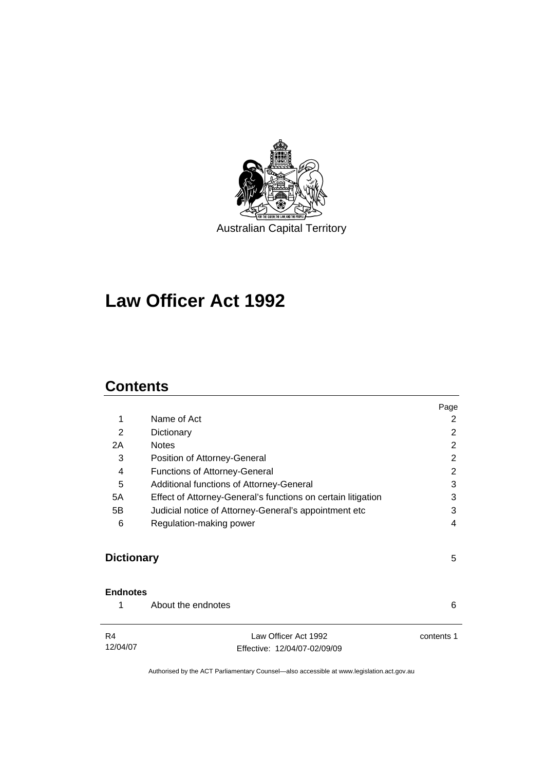Australian Capital Territory

# Law Officer Act 1992

## Contents

| | | Page |
|---|---|---|
| 1 | Name of Act | 2 |
| 2 | Dictionary | 2 |
| 2A | Notes | 2 |
| 3 | Position of Attorney-General | 2 |
| 4 | Functions of Attorney-General | 2 |
| 5 | Additional functions of Attorney-General | 3 |
| 5A | Effect of Attorney-General's functions on certain litigation | 3 |
| 5B | Judicial notice of Attorney-General's appointment etc | 3 |
| 6 | Regulation-making power | 4 |

**Dictionary** 5

**Endnotes**

| | | |
|---|---|---|
| 1 | About the endnotes | 6 |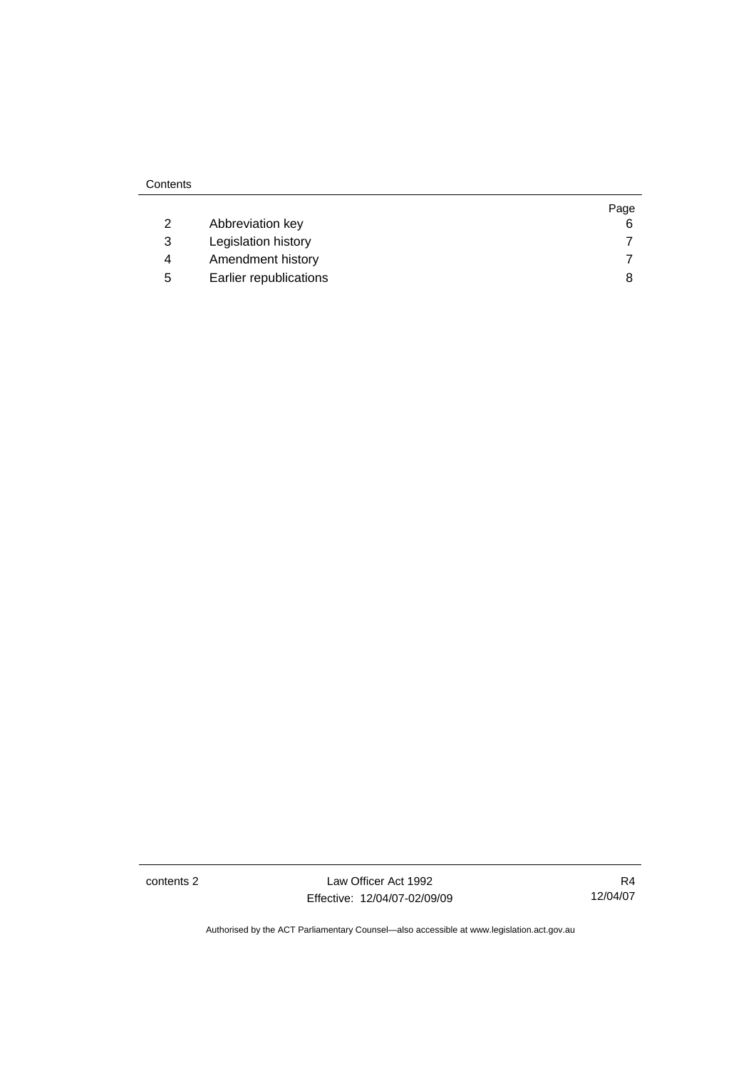| | | Page |
|---|---|---|
| 2 | Abbreviation key | 6 |
| 3 | Legislation history | 7 |
| 4 | Amendment history | 7 |
| 5 | Earlier republications | 8 |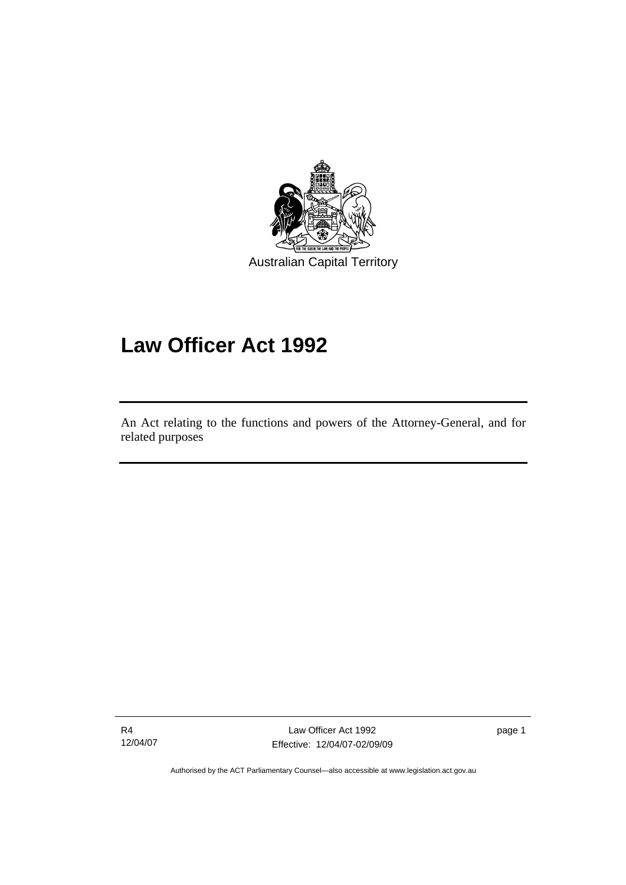Australian Capital Territory

# Law Officer Act 1992

An Act relating to the functions and powers of the Attorney-General, and for related purposes

Authorised by the ACT Parliamentary Counsel—also accessible at www.legislation.act.gov.au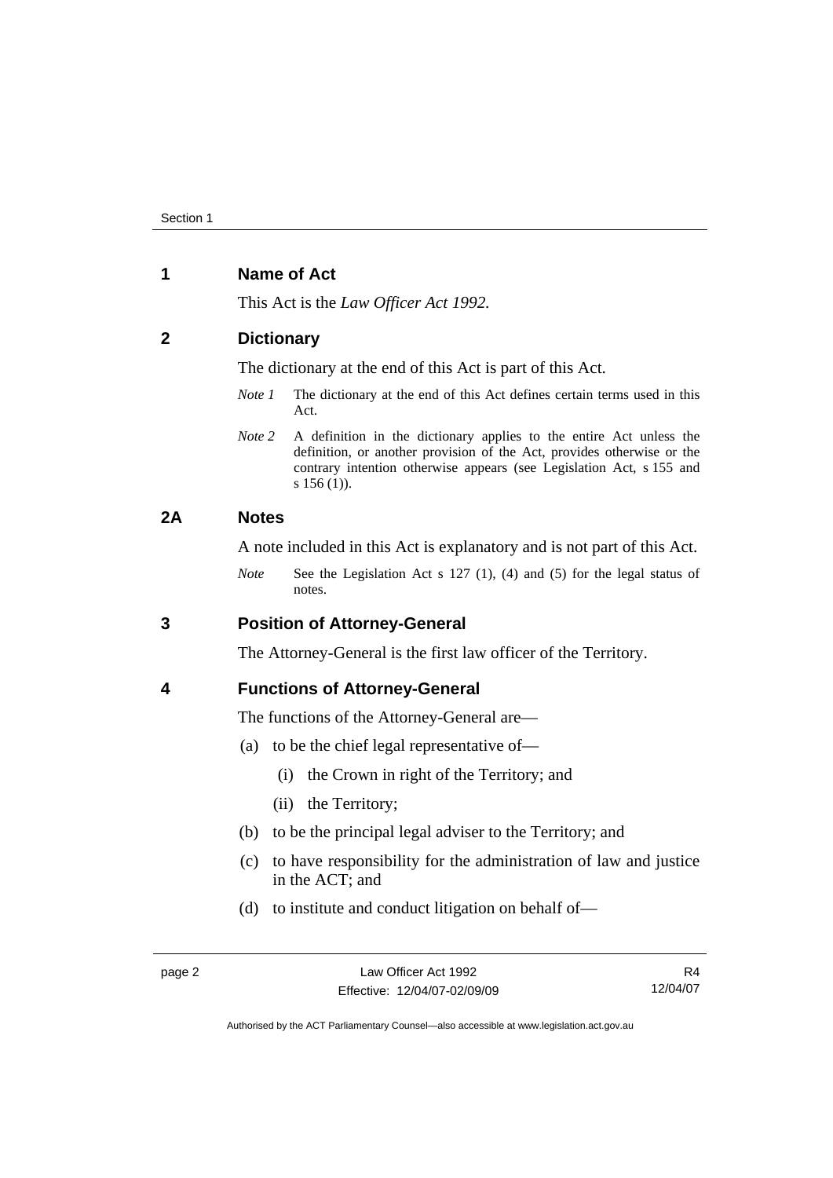## 1 Name of Act

This Act is the *Law Officer Act 1992.*

## 2 Dictionary

The dictionary at the end of this Act is part of this Act.

*Note 1* The dictionary at the end of this Act defines certain terms used in this Act.

*Note 2* A definition in the dictionary applies to the entire Act unless the definition, or another provision of the Act, provides otherwise or the contrary intention otherwise appears (see Legislation Act, s 155 and s 156 (1)).

## 2A Notes

A note included in this Act is explanatory and is not part of this Act.

*Note* See the Legislation Act s 127 (1), (4) and (5) for the legal status of notes.

## 3 Position of Attorney-General

The Attorney-General is the first law officer of the Territory.

## 4 Functions of Attorney-General

The functions of the Attorney-General are—

(a) to be the chief legal representative of—

(i) the Crown in right of the Territory; and

(ii) the Territory;

(b) to be the principal legal adviser to the Territory; and

(c) to have responsibility for the administration of law and justice in the ACT; and

(d) to institute and conduct litigation on behalf of—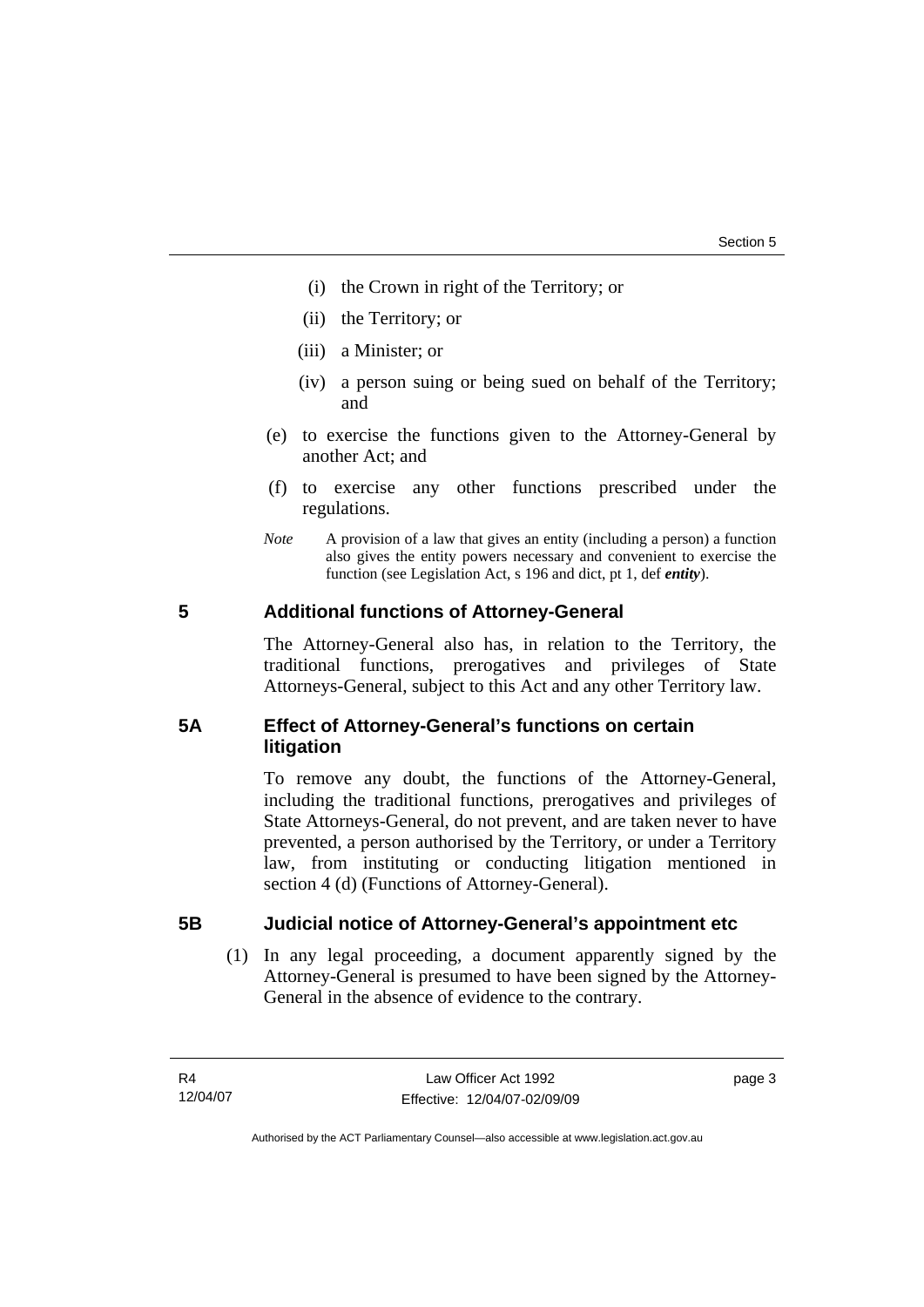(i) the Crown in right of the Territory; or

(ii) the Territory; or

(iii) a Minister; or

(iv) a person suing or being sued on behalf of the Territory; and

(e) to exercise the functions given to the Attorney-General by another Act; and

(f) to exercise any other functions prescribed under the regulations.

*Note* A provision of a law that gives an entity (including a person) a function also gives the entity powers necessary and convenient to exercise the function (see Legislation Act, s 196 and dict, pt 1, def ***entity***).

## 5 Additional functions of Attorney-General

The Attorney-General also has, in relation to the Territory, the traditional functions, prerogatives and privileges of State Attorneys-General, subject to this Act and any other Territory law.

## 5A Effect of Attorney-General's functions on certain litigation

To remove any doubt, the functions of the Attorney-General, including the traditional functions, prerogatives and privileges of State Attorneys-General, do not prevent, and are taken never to have prevented, a person authorised by the Territory, or under a Territory law, from instituting or conducting litigation mentioned in section 4 (d) (Functions of Attorney-General).

## 5B Judicial notice of Attorney-General's appointment etc

(1) In any legal proceeding, a document apparently signed by the Attorney-General is presumed to have been signed by the Attorney-General in the absence of evidence to the contrary.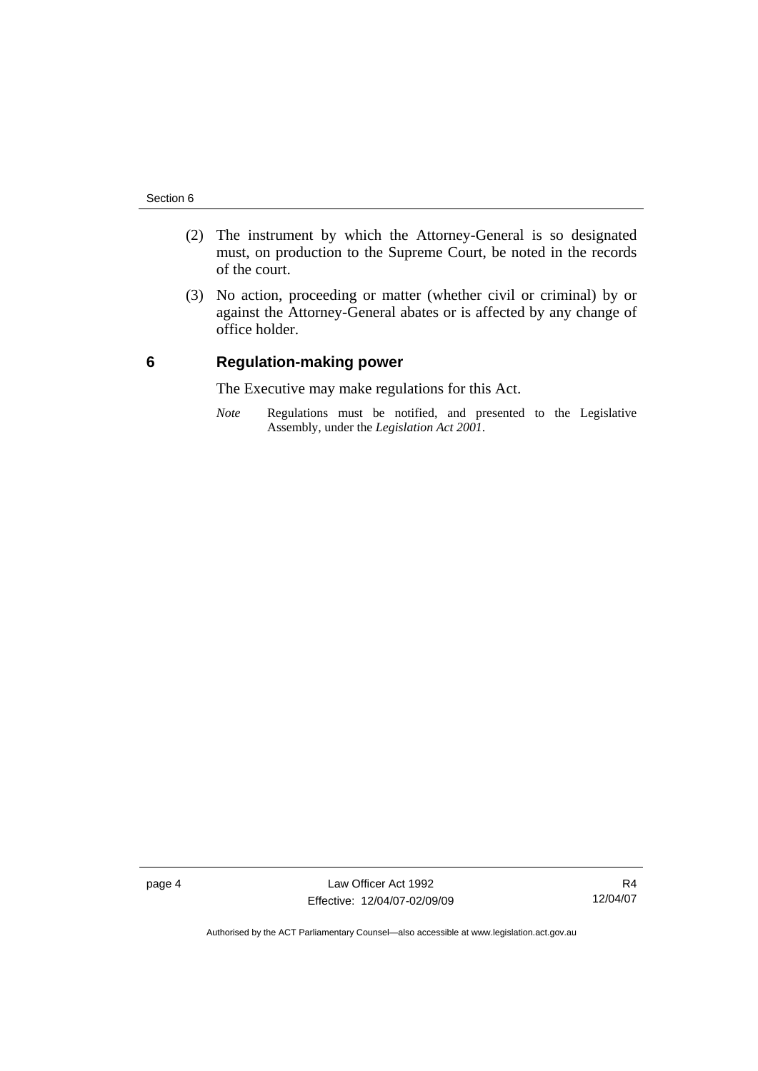(2) The instrument by which the Attorney-General is so designated must, on production to the Supreme Court, be noted in the records of the court.

(3) No action, proceeding or matter (whether civil or criminal) by or against the Attorney-General abates or is affected by any change of office holder.

## 6 Regulation-making power

The Executive may make regulations for this Act.

*Note* Regulations must be notified, and presented to the Legislative Assembly, under the *Legislation Act 2001*.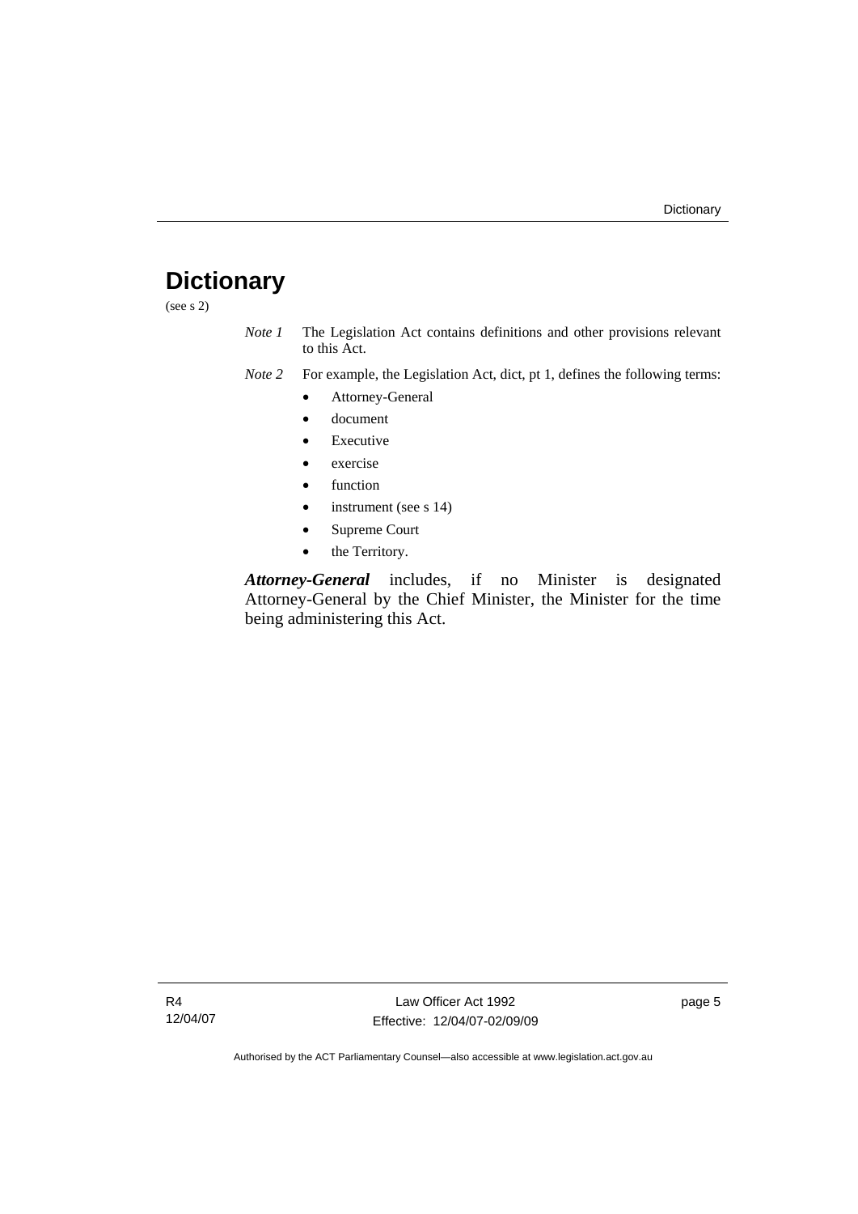# Dictionary

(see s 2)

*Note 1* The Legislation Act contains definitions and other provisions relevant to this Act.

*Note 2* For example, the Legislation Act, dict, pt 1, defines the following terms:

- Attorney-General
- document
- Executive
- exercise
- function
- instrument (see s 14)
- Supreme Court
- the Territory.

***Attorney-General*** includes, if no Minister is designated Attorney-General by the Chief Minister, the Minister for the time being administering this Act.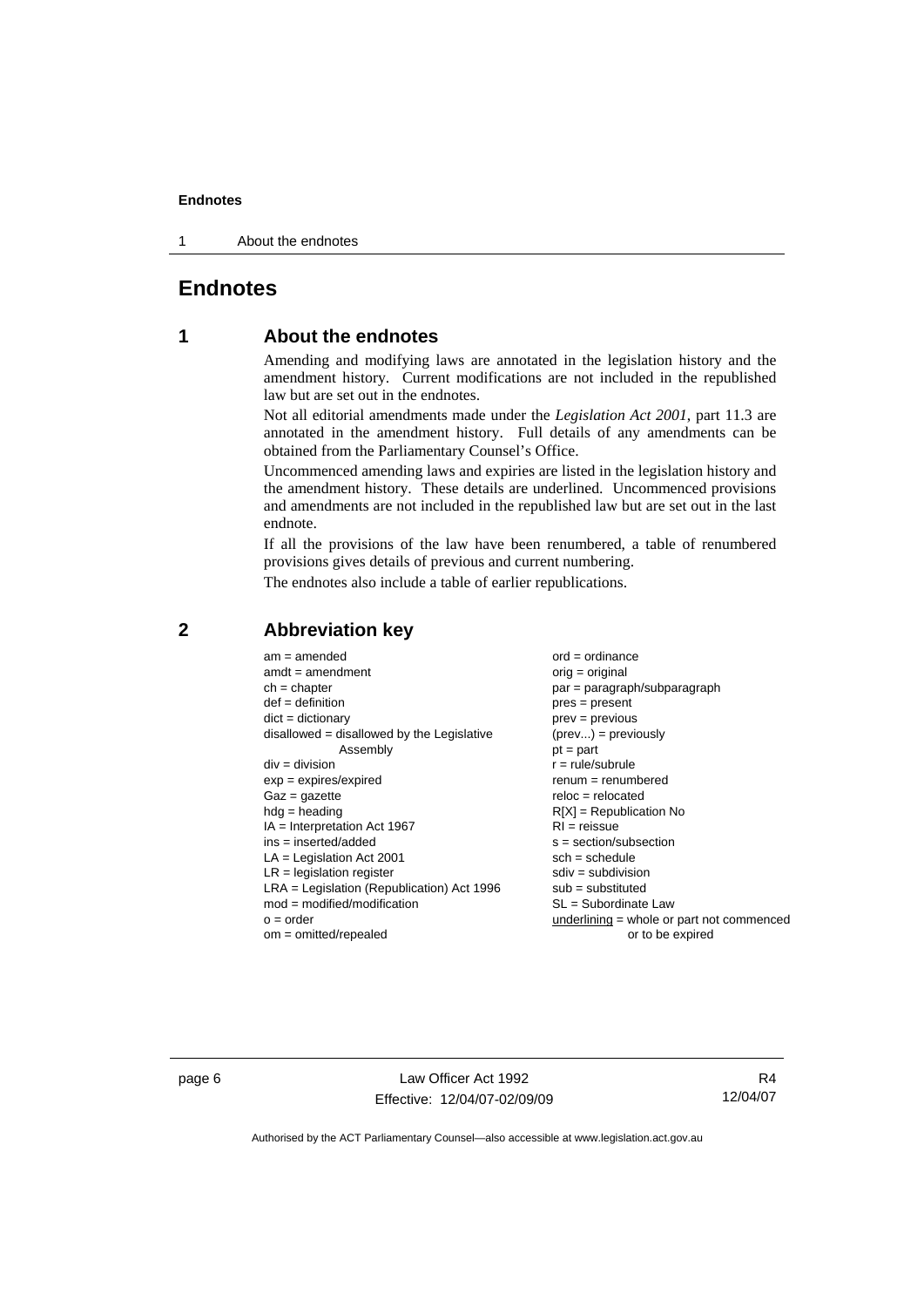# Endnotes

## 1 About the endnotes

Amending and modifying laws are annotated in the legislation history and the amendment history. Current modifications are not included in the republished law but are set out in the endnotes.

Not all editorial amendments made under the *Legislation Act 2001*, part 11.3 are annotated in the amendment history. Full details of any amendments can be obtained from the Parliamentary Counsel's Office.

Uncommenced amending laws and expiries are listed in the legislation history and the amendment history. These details are underlined. Uncommenced provisions and amendments are not included in the republished law but are set out in the last endnote.

If all the provisions of the law have been renumbered, a table of renumbered provisions gives details of previous and current numbering.

The endnotes also include a table of earlier republications.

## 2 Abbreviation key

am = amended
amdt = amendment
ch = chapter
def = definition
dict = dictionary
disallowed = disallowed by the Legislative Assembly
div = division
exp = expires/expired
Gaz = gazette
hdg = heading
IA = Interpretation Act 1967
ins = inserted/added
LA = Legislation Act 2001
LR = legislation register
LRA = Legislation (Republication) Act 1996
mod = modified/modification
o = order
om = omitted/repealed
ord = ordinance
orig = original
par = paragraph/subparagraph
pres = present
prev = previous
(prev...) = previously
pt = part
r = rule/subrule
renum = renumbered
reloc = relocated
R[X] = Republication No
RI = reissue
s = section/subsection
sch = schedule
sdiv = subdivision
sub = substituted
SL = Subordinate Law
underlining = whole or part not commenced or to be expired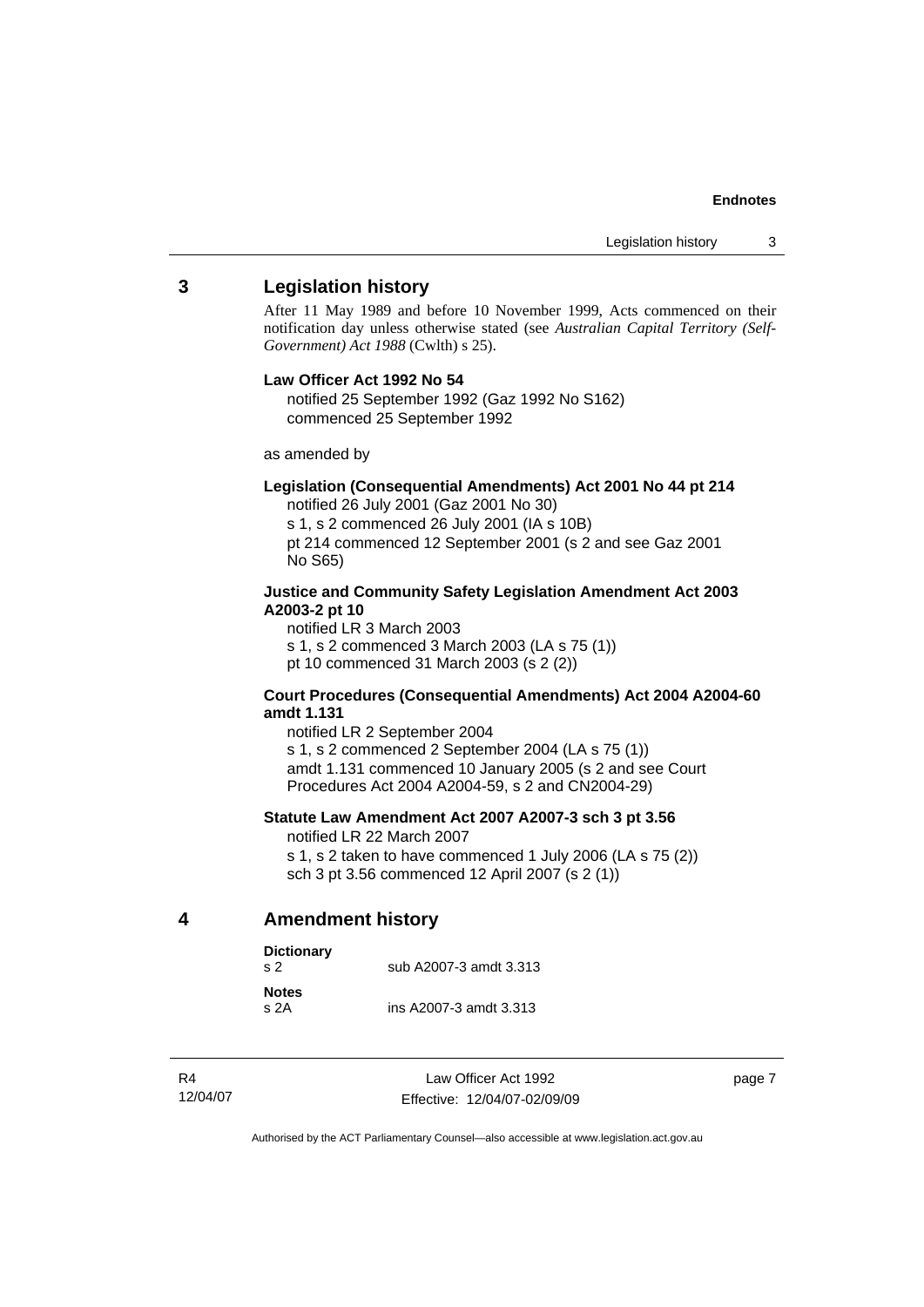## 3 Legislation history

After 11 May 1989 and before 10 November 1999, Acts commenced on their notification day unless otherwise stated (see *Australian Capital Territory (Self-Government) Act 1988* (Cwlth) s 25).

**Law Officer Act 1992 No 54**

notified 25 September 1992 (Gaz 1992 No S162)
commenced 25 September 1992

as amended by

**Legislation (Consequential Amendments) Act 2001 No 44 pt 214**

notified 26 July 2001 (Gaz 2001 No 30)
s 1, s 2 commenced 26 July 2001 (IA s 10B)
pt 214 commenced 12 September 2001 (s 2 and see Gaz 2001 No S65)

**Justice and Community Safety Legislation Amendment Act 2003 A2003-2 pt 10**

notified LR 3 March 2003
s 1, s 2 commenced 3 March 2003 (LA s 75 (1))
pt 10 commenced 31 March 2003 (s 2 (2))

**Court Procedures (Consequential Amendments) Act 2004 A2004-60 amdt 1.131**

notified LR 2 September 2004
s 1, s 2 commenced 2 September 2004 (LA s 75 (1))
amdt 1.131 commenced 10 January 2005 (s 2 and see Court Procedures Act 2004 A2004-59, s 2 and CN2004-29)

**Statute Law Amendment Act 2007 A2007-3 sch 3 pt 3.56**

notified LR 22 March 2007
s 1, s 2 taken to have commenced 1 July 2006 (LA s 75 (2))
sch 3 pt 3.56 commenced 12 April 2007 (s 2 (1))

## 4 Amendment history

**Dictionary**
s 2 sub A2007-3 amdt 3.313

**Notes**
s 2A ins A2007-3 amdt 3.313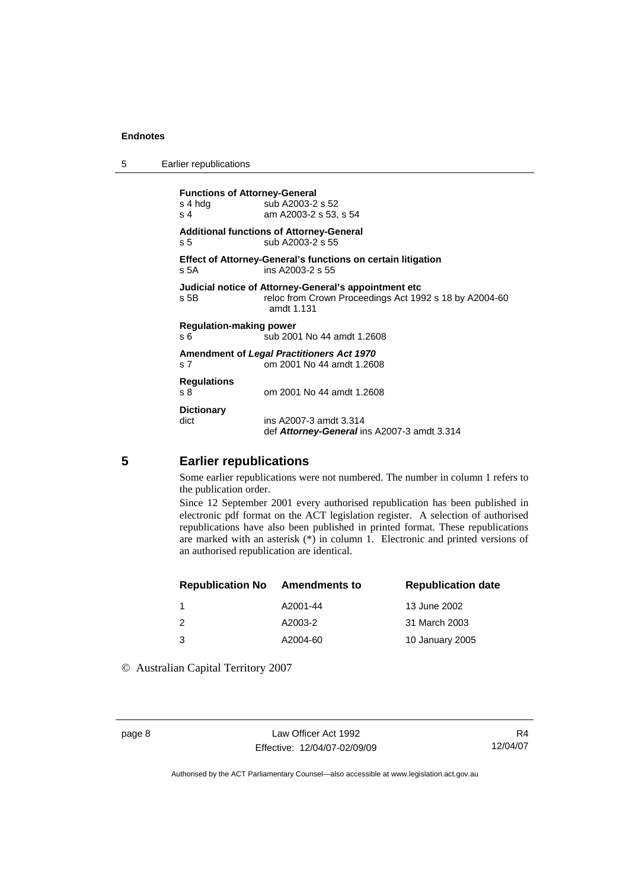**Functions of Attorney-General**

s 4 hdg    sub A2003-2 s 52
s 4    am A2003-2 s 53, s 54

**Additional functions of Attorney-General**

s 5    sub A2003-2 s 55

**Effect of Attorney-General's functions on certain litigation**

s 5A    ins A2003-2 s 55

**Judicial notice of Attorney-General's appointment etc**

s 5B    reloc from Crown Proceedings Act 1992 s 18 by A2004-60 amdt 1.131

**Regulation-making power**

s 6    sub 2001 No 44 amdt 1.2608

**Amendment of *Legal Practitioners Act 1970***

s 7    om 2001 No 44 amdt 1.2608

**Regulations**

s 8    om 2001 No 44 amdt 1.2608

**Dictionary**

dict    ins A2007-3 amdt 3.314
    def ***Attorney-General*** ins A2007-3 amdt 3.314

## 5 Earlier republications

Some earlier republications were not numbered. The number in column 1 refers to the publication order.

Since 12 September 2001 every authorised republication has been published in electronic pdf format on the ACT legislation register. A selection of authorised republications have also been published in printed format. These republications are marked with an asterisk (*) in column 1. Electronic and printed versions of an authorised republication are identical.

| Republication No | Amendments to | Republication date |
|---|---|---|
| 1 | A2001-44 | 13 June 2002 |
| 2 | A2003-2 | 31 March 2003 |
| 3 | A2004-60 | 10 January 2005 |

© Australian Capital Territory 2007